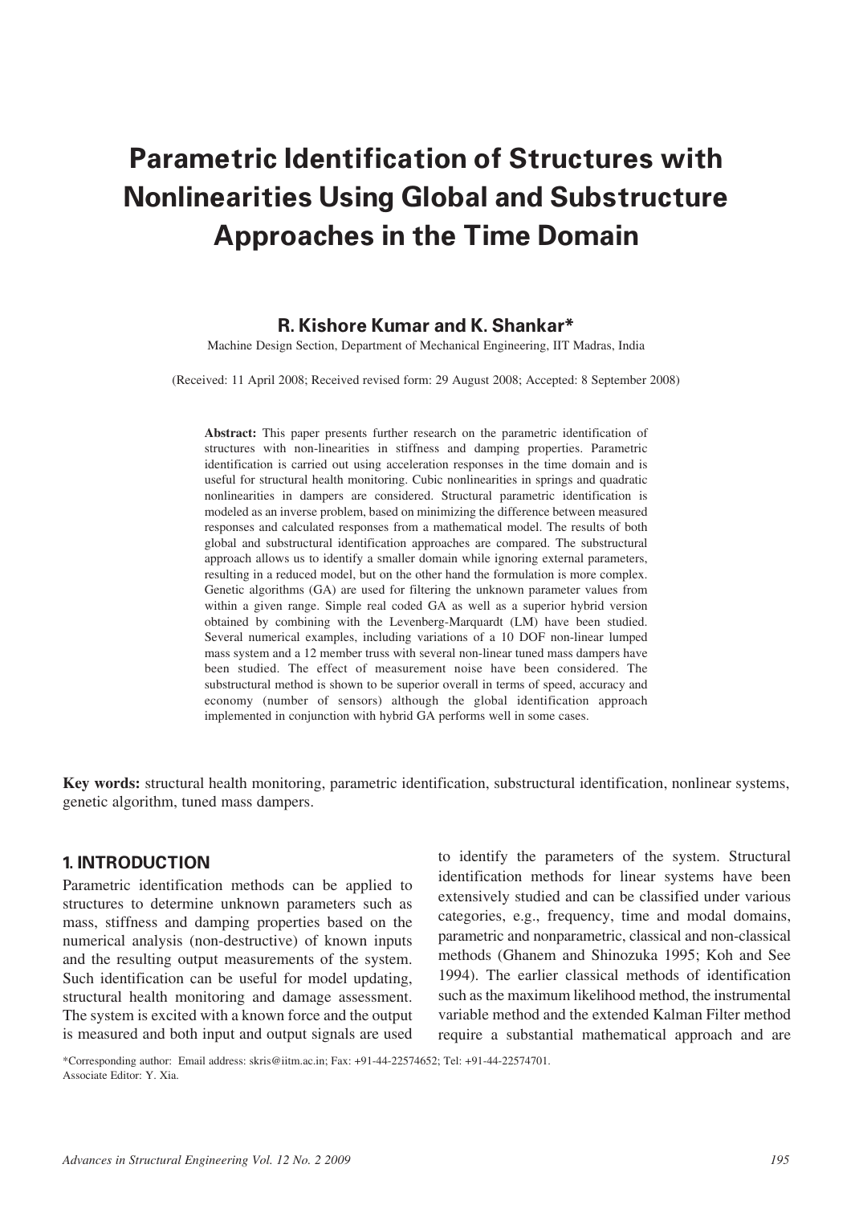# Parametric Identification of Structures with Nonlinearities Using Global and Substructure Approaches in the Time Domain

**R. Kishore Kumar and K. Shankar***

Machine Design Section, Department of Mechanical Engineering, IIT Madras, India

(Received: 11 April 2008; Received revised form: 29 August 2008; Accepted: 8 September 2008)

**Abstract:** This paper presents further research on the parametric identification of structures with non-linearities in stiffness and damping properties. Parametric identification is carried out using acceleration responses in the time domain and is useful for structural health monitoring. Cubic nonlinearities in springs and quadratic nonlinearities in dampers are considered. Structural parametric identification is modeled as an inverse problem, based on minimizing the difference between measured responses and calculated responses from a mathematical model. The results of both global and substructural identification approaches are compared. The substructural approach allows us to identify a smaller domain while ignoring external parameters, resulting in a reduced model, but on the other hand the formulation is more complex. Genetic algorithms (GA) are used for filtering the unknown parameter values from within a given range. Simple real coded GA as well as a superior hybrid version obtained by combining with the Levenberg-Marquardt (LM) have been studied. Several numerical examples, including variations of a 10 DOF non-linear lumped mass system and a 12 member truss with several non-linear tuned mass dampers have been studied. The effect of measurement noise have been considered. The substructural method is shown to be superior overall in terms of speed, accuracy and economy (number of sensors) although the global identification approach implemented in conjunction with hybrid GA performs well in some cases.

**Key words:** structural health monitoring, parametric identification, substructural identification, nonlinear systems, genetic algorithm, tuned mass dampers.

## 1. INTRODUCTION

Parametric identification methods can be applied to structures to determine unknown parameters such as mass, stiffness and damping properties based on the numerical analysis (non-destructive) of known inputs and the resulting output measurements of the system. Such identification can be useful for model updating, structural health monitoring and damage assessment. The system is excited with a known force and the output is measured and both input and output signals are used to identify the parameters of the system. Structural identification methods for linear systems have been extensively studied and can be classified under various categories, e.g., frequency, time and modal domains, parametric and nonparametric, classical and non-classical methods (Ghanem and Shinozuka 1995; Koh and See 1994). The earlier classical methods of identification such as the maximum likelihood method, the instrumental variable method and the extended Kalman Filter method require a substantial mathematical approach and are

*Corresponding author: Email address: skris@iitm.ac.in; Fax: +91-44-22574652; Tel: +91-44-22574701.
Associate Editor: Y. Xia.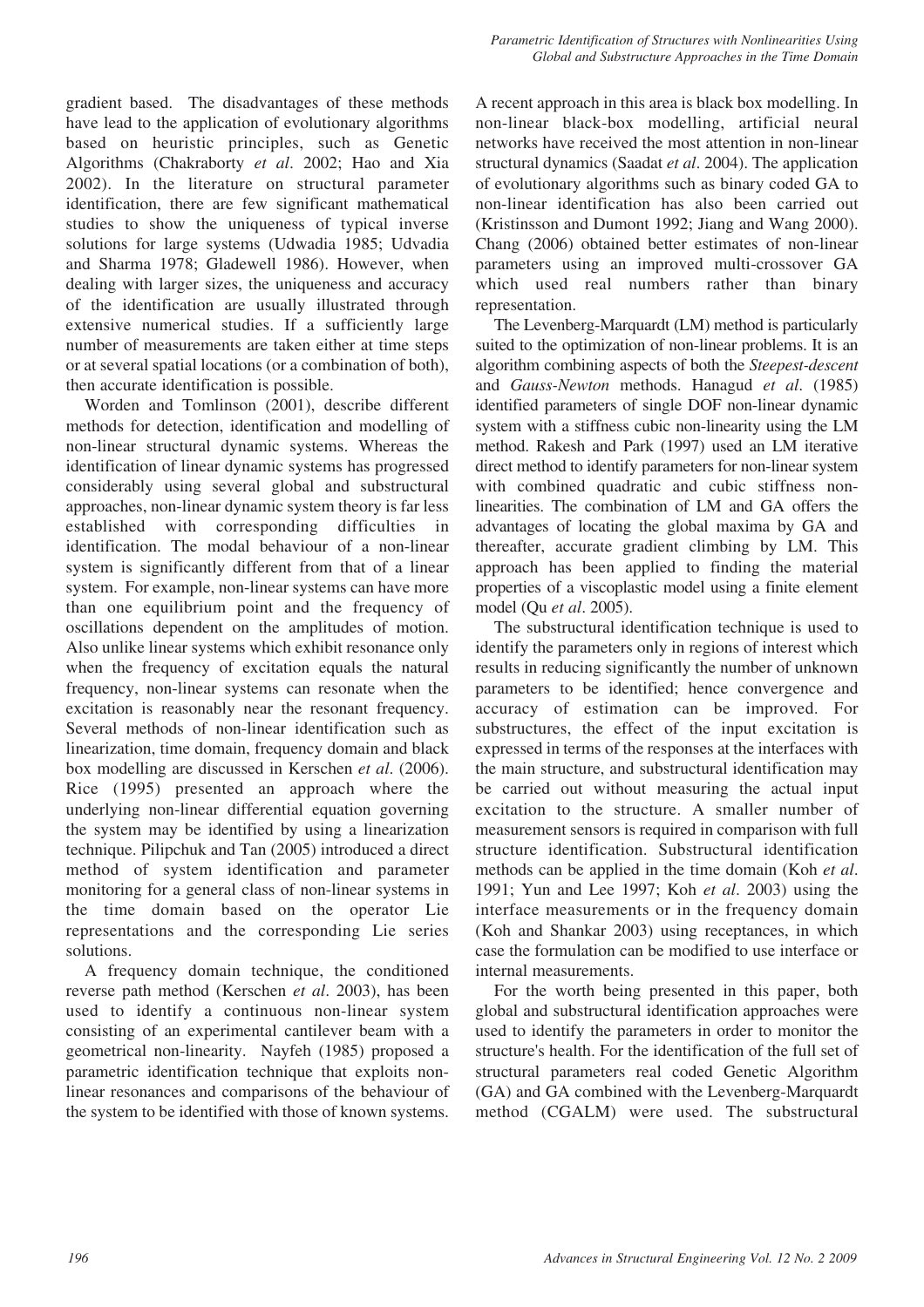gradient based. The disadvantages of these methods have lead to the application of evolutionary algorithms based on heuristic principles, such as Genetic Algorithms (Chakraborty *et al*. 2002; Hao and Xia 2002). In the literature on structural parameter identification, there are few significant mathematical studies to show the uniqueness of typical inverse solutions for large systems (Udwadia 1985; Udvadia and Sharma 1978; Gladewell 1986). However, when dealing with larger sizes, the uniqueness and accuracy of the identification are usually illustrated through extensive numerical studies. If a sufficiently large number of measurements are taken either at time steps or at several spatial locations (or a combination of both), then accurate identification is possible.

Worden and Tomlinson (2001), describe different methods for detection, identification and modelling of non-linear structural dynamic systems. Whereas the identification of linear dynamic systems has progressed considerably using several global and substructural approaches, non-linear dynamic system theory is far less established with corresponding difficulties in identification. The modal behaviour of a non-linear system is significantly different from that of a linear system. For example, non-linear systems can have more than one equilibrium point and the frequency of oscillations dependent on the amplitudes of motion. Also unlike linear systems which exhibit resonance only when the frequency of excitation equals the natural frequency, non-linear systems can resonate when the excitation is reasonably near the resonant frequency. Several methods of non-linear identification such as linearization, time domain, frequency domain and black box modelling are discussed in Kerschen *et al*. (2006). Rice (1995) presented an approach where the underlying non-linear differential equation governing the system may be identified by using a linearization technique. Pilipchuk and Tan (2005) introduced a direct method of system identification and parameter monitoring for a general class of non-linear systems in the time domain based on the operator Lie representations and the corresponding Lie series solutions.

A frequency domain technique, the conditioned reverse path method (Kerschen *et al*. 2003), has been used to identify a continuous non-linear system consisting of an experimental cantilever beam with a geometrical non-linearity. Nayfeh (1985) proposed a parametric identification technique that exploits non-linear resonances and comparisons of the behaviour of the system to be identified with those of known systems. A recent approach in this area is black box modelling. In non-linear black-box modelling, artificial neural networks have received the most attention in non-linear structural dynamics (Saadat *et al*. 2004). The application of evolutionary algorithms such as binary coded GA to non-linear identification has also been carried out (Kristinsson and Dumont 1992; Jiang and Wang 2000). Chang (2006) obtained better estimates of non-linear parameters using an improved multi-crossover GA which used real numbers rather than binary representation.

The Levenberg-Marquardt (LM) method is particularly suited to the optimization of non-linear problems. It is an algorithm combining aspects of both the *Steepest-descent* and *Gauss-Newton* methods. Hanagud *et al*. (1985) identified parameters of single DOF non-linear dynamic system with a stiffness cubic non-linearity using the LM method. Rakesh and Park (1997) used an LM iterative direct method to identify parameters for non-linear system with combined quadratic and cubic stiffness non-linearities. The combination of LM and GA offers the advantages of locating the global maxima by GA and thereafter, accurate gradient climbing by LM. This approach has been applied to finding the material properties of a viscoplastic model using a finite element model (Qu *et al*. 2005).

The substructural identification technique is used to identify the parameters only in regions of interest which results in reducing significantly the number of unknown parameters to be identified; hence convergence and accuracy of estimation can be improved. For substructures, the effect of the input excitation is expressed in terms of the responses at the interfaces with the main structure, and substructural identification may be carried out without measuring the actual input excitation to the structure. A smaller number of measurement sensors is required in comparison with full structure identification. Substructural identification methods can be applied in the time domain (Koh *et al*. 1991; Yun and Lee 1997; Koh *et al*. 2003) using the interface measurements or in the frequency domain (Koh and Shankar 2003) using receptances, in which case the formulation can be modified to use interface or internal measurements.

For the worth being presented in this paper, both global and substructural identification approaches were used to identify the parameters in order to monitor the structure's health. For the identification of the full set of structural parameters real coded Genetic Algorithm (GA) and GA combined with the Levenberg-Marquardt method (CGALM) were used. The substructural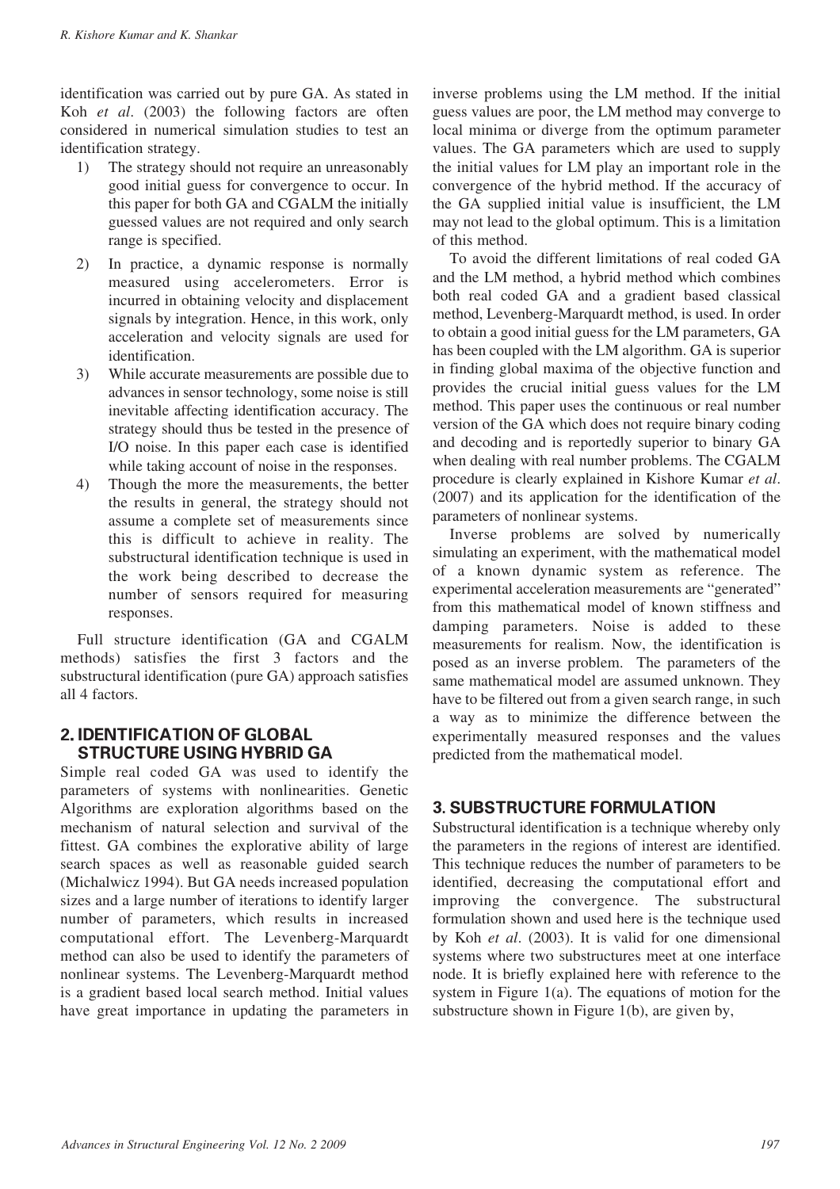identification was carried out by pure GA. As stated in Koh *et al*. (2003) the following factors are often considered in numerical simulation studies to test an identification strategy.

1) The strategy should not require an unreasonably good initial guess for convergence to occur. In this paper for both GA and CGALM the initially guessed values are not required and only search range is specified.
2) In practice, a dynamic response is normally measured using accelerometers. Error is incurred in obtaining velocity and displacement signals by integration. Hence, in this work, only acceleration and velocity signals are used for identification.
3) While accurate measurements are possible due to advances in sensor technology, some noise is still inevitable affecting identification accuracy. The strategy should thus be tested in the presence of I/O noise. In this paper each case is identified while taking account of noise in the responses.
4) Though the more the measurements, the better the results in general, the strategy should not assume a complete set of measurements since this is difficult to achieve in reality. The substructural identification technique is used in the work being described to decrease the number of sensors required for measuring responses.

Full structure identification (GA and CGALM methods) satisfies the first 3 factors and the substructural identification (pure GA) approach satisfies all 4 factors.

## 2. IDENTIFICATION OF GLOBAL STRUCTURE USING HYBRID GA

Simple real coded GA was used to identify the parameters of systems with nonlinearities. Genetic Algorithms are exploration algorithms based on the mechanism of natural selection and survival of the fittest. GA combines the explorative ability of large search spaces as well as reasonable guided search (Michalwicz 1994). But GA needs increased population sizes and a large number of iterations to identify larger number of parameters, which results in increased computational effort. The Levenberg-Marquardt method can also be used to identify the parameters of nonlinear systems. The Levenberg-Marquardt method is a gradient based local search method. Initial values have great importance in updating the parameters in inverse problems using the LM method. If the initial guess values are poor, the LM method may converge to local minima or diverge from the optimum parameter values. The GA parameters which are used to supply the initial values for LM play an important role in the convergence of the hybrid method. If the accuracy of the GA supplied initial value is insufficient, the LM may not lead to the global optimum. This is a limitation of this method.

To avoid the different limitations of real coded GA and the LM method, a hybrid method which combines both real coded GA and a gradient based classical method, Levenberg-Marquardt method, is used. In order to obtain a good initial guess for the LM parameters, GA has been coupled with the LM algorithm. GA is superior in finding global maxima of the objective function and provides the crucial initial guess values for the LM method. This paper uses the continuous or real number version of the GA which does not require binary coding and decoding and is reportedly superior to binary GA when dealing with real number problems. The CGALM procedure is clearly explained in Kishore Kumar *et al*. (2007) and its application for the identification of the parameters of nonlinear systems.

Inverse problems are solved by numerically simulating an experiment, with the mathematical model of a known dynamic system as reference. The experimental acceleration measurements are "generated" from this mathematical model of known stiffness and damping parameters. Noise is added to these measurements for realism. Now, the identification is posed as an inverse problem. The parameters of the same mathematical model are assumed unknown. They have to be filtered out from a given search range, in such a way as to minimize the difference between the experimentally measured responses and the values predicted from the mathematical model.

## 3. SUBSTRUCTURE FORMULATION

Substructural identification is a technique whereby only the parameters in the regions of interest are identified. This technique reduces the number of parameters to be identified, decreasing the computational effort and improving the convergence. The substructural formulation shown and used here is the technique used by Koh *et al*. (2003). It is valid for one dimensional systems where two substructures meet at one interface node. It is briefly explained here with reference to the system in Figure 1(a). The equations of motion for the substructure shown in Figure 1(b), are given by,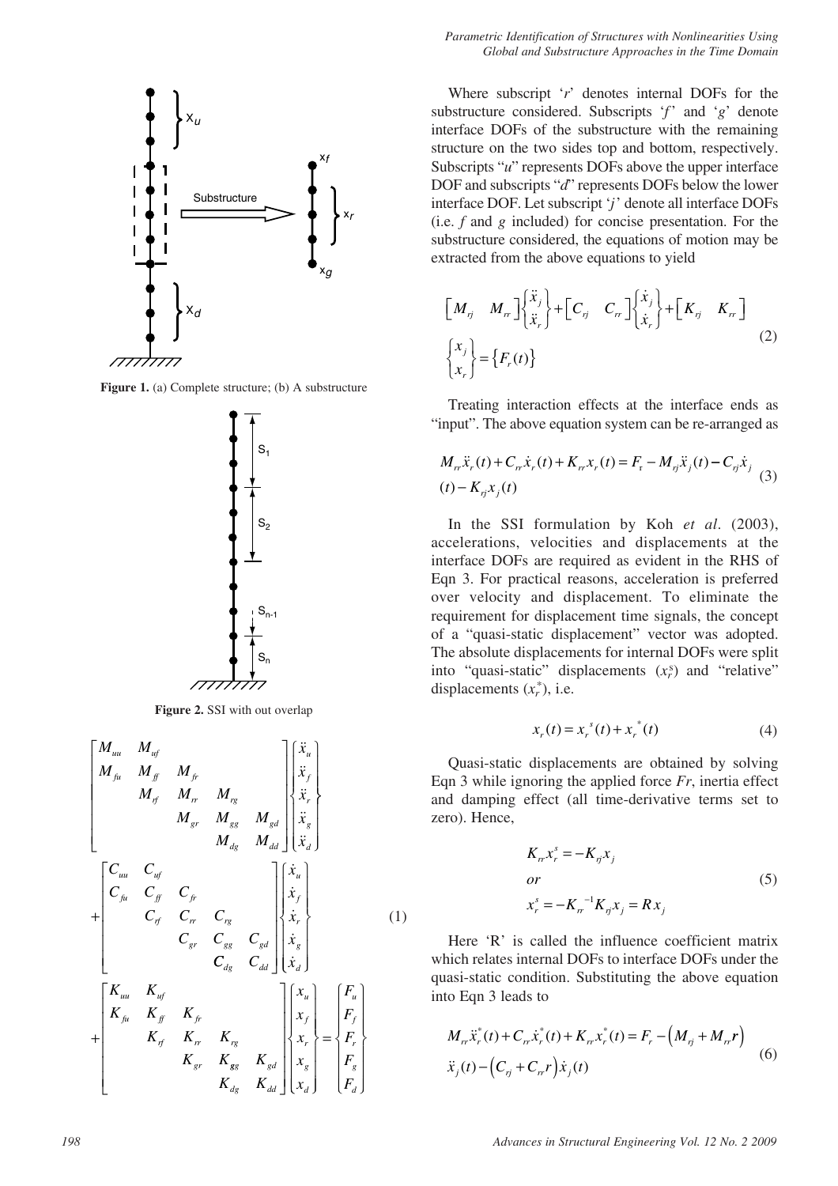Figure 1. (a) Complete structure; (b) A substructure

Figure 2. SSI with out overlap

$$
\begin{bmatrix}
M_{uu} & M_{uf} & & & \\
M_{fu} & M_{ff} & M_{fr} & & \\
 & M_{rf} & M_{rr} & M_{rg} & \\
 & & M_{gr} & M_{gg} & M_{gd} \\
 & & & M_{dg} & M_{dd}
\end{bmatrix}
\begin{Bmatrix} \ddot{x}_u \\ \ddot{x}_f \\ \ddot{x}_r \\ \ddot{x}_g \\ \ddot{x}_d \end{Bmatrix}
+
\begin{bmatrix}
C_{uu} & C_{uf} & & & \\
C_{fu} & C_{ff} & C_{fr} & & \\
 & C_{rf} & C_{rr} & C_{rg} & \\
 & & C_{gr} & C_{gg} & C_{gd} \\
 & & & C_{dg} & C_{dd}
\end{bmatrix}
\begin{Bmatrix} \dot{x}_u \\ \dot{x}_f \\ \dot{x}_r \\ \dot{x}_g \\ \dot{x}_d \end{Bmatrix}
+
\begin{bmatrix}
K_{uu} & K_{uf} & & & \\
K_{fu} & K_{ff} & K_{fr} & & \\
 & K_{rf} & K_{rr} & K_{rg} & \\
 & & K_{gr} & K_{gg} & K_{gd} \\
 & & & K_{dg} & K_{dd}
\end{bmatrix}
\begin{Bmatrix} x_u \\ x_f \\ x_r \\ x_g \\ x_d \end{Bmatrix}
=
\begin{Bmatrix} F_u \\ F_f \\ F_r \\ F_g \\ F_d \end{Bmatrix}
\tag{1}
$$

Where subscript '$r$' denotes internal DOFs for the substructure considered. Subscripts '$f$' and '$g$' denote interface DOFs of the substructure with the remaining structure on the two sides top and bottom, respectively. Subscripts "$u$" represents DOFs above the upper interface DOF and subscripts "$d$" represents DOFs below the lower interface DOF. Let subscript '$j$' denote all interface DOFs (i.e. $f$ and $g$ included) for concise presentation. For the substructure considered, the equations of motion may be extracted from the above equations to yield

$$
\begin{bmatrix} M_{rj} & M_{rr} \end{bmatrix} \begin{Bmatrix} \ddot{x}_j \\ \ddot{x}_r \end{Bmatrix} + \begin{bmatrix} C_{rj} & C_{rr} \end{bmatrix} \begin{Bmatrix} \dot{x}_j \\ \dot{x}_r \end{Bmatrix} + \begin{bmatrix} K_{rj} & K_{rr} \end{bmatrix} \begin{Bmatrix} x_j \\ x_r \end{Bmatrix} = \{F_r(t)\} \tag{2}
$$

Treating interaction effects at the interface ends as "input". The above equation system can be re-arranged as

$$
M_{rr}\ddot{x}_r(t) + C_{rr}\dot{x}_r(t) + K_{rr}x_r(t) = F_r - M_{rj}\ddot{x}_j(t) - C_{rj}\dot{x}_j(t) - K_{rj}x_j(t) \tag{3}
$$

In the SSI formulation by Koh *et al*. (2003), accelerations, velocities and displacements at the interface DOFs are required as evident in the RHS of Eqn 3. For practical reasons, acceleration is preferred over velocity and displacement. To eliminate the requirement for displacement time signals, the concept of a "quasi-static displacement" vector was adopted. The absolute displacements for internal DOFs were split into "quasi-static" displacements ($x_r^s$) and "relative" displacements ($x_r^*$), i.e.

$$
x_r(t) = x_r^{\,s}(t) + x_r^{\,*}(t) \tag{4}
$$

Quasi-static displacements are obtained by solving Eqn 3 while ignoring the applied force $Fr$, inertia effect and damping effect (all time-derivative terms set to zero). Hence,

$$
\begin{aligned}
&K_{rr}x_r^s = -K_{rj}x_j \\
&or \\
&x_r^s = -K_{rr}^{-1}K_{rj}x_j = Rx_j
\end{aligned} \tag{5}
$$

Here 'R' is called the influence coefficient matrix which relates internal DOFs to interface DOFs under the quasi-static condition. Substituting the above equation into Eqn 3 leads to

$$
M_{rr}\ddot{x}_r^*(t) + C_{rr}\dot{x}_r^*(t) + K_{rr}x_r^*(t) = F_r - \left(M_{rj} + M_{rr}\boldsymbol{r}\right)\ddot{x}_j(t) - \left(C_{rj} + C_{rr}r\right)\dot{x}_j(t) \tag{6}
$$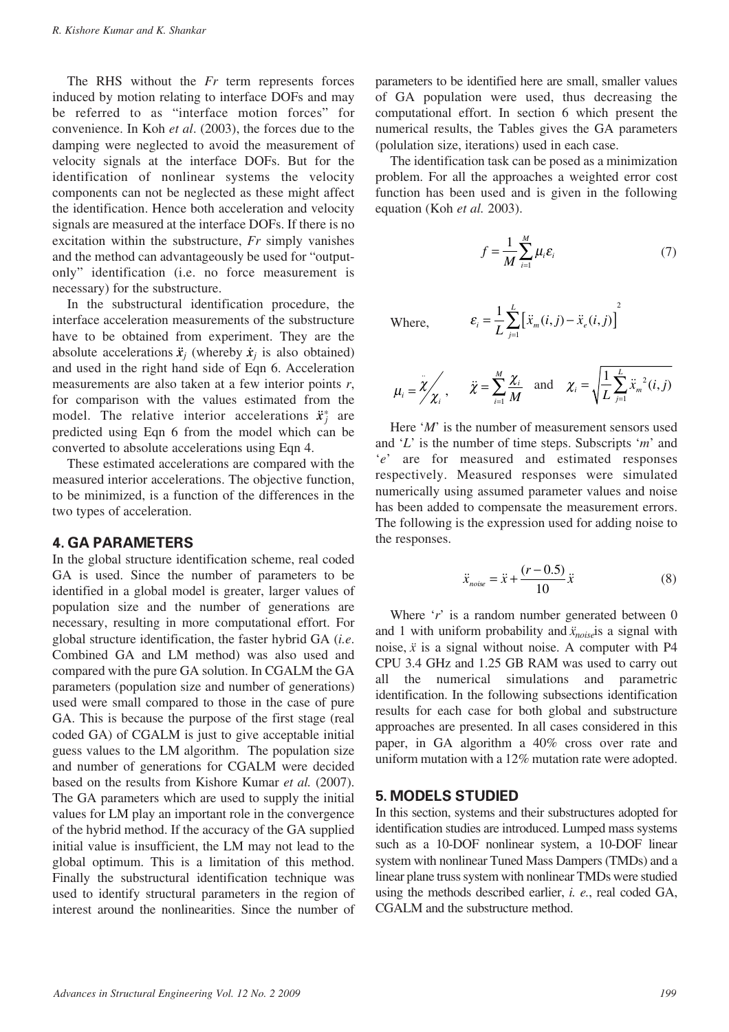The RHS without the *Fr* term represents forces induced by motion relating to interface DOFs and may be referred to as "interface motion forces" for convenience. In Koh *et al*. (2003), the forces due to the damping were neglected to avoid the measurement of velocity signals at the interface DOFs. But for the identification of nonlinear systems the velocity components can not be neglected as these might affect the identification. Hence both acceleration and velocity signals are measured at the interface DOFs. If there is no excitation within the substructure, *Fr* simply vanishes and the method can advantageously be used for "output-only" identification (i.e. no force measurement is necessary) for the substructure.

In the substructural identification procedure, the interface acceleration measurements of the substructure have to be obtained from experiment. They are the absolute accelerations $\ddot{\boldsymbol{x}}_j$ (whereby $\dot{\boldsymbol{x}}_j$ is also obtained) and used in the right hand side of Eqn 6. Acceleration measurements are also taken at a few interior points *r*, for comparison with the values estimated from the model. The relative interior accelerations $\ddot{\boldsymbol{x}}_j^*$ are predicted using Eqn 6 from the model which can be converted to absolute accelerations using Eqn 4.

These estimated accelerations are compared with the measured interior accelerations. The objective function, to be minimized, is a function of the differences in the two types of acceleration.

## 4. GA PARAMETERS

In the global structure identification scheme, real coded GA is used. Since the number of parameters to be identified in a global model is greater, larger values of population size and the number of generations are necessary, resulting in more computational effort. For global structure identification, the faster hybrid GA (*i.e*. Combined GA and LM method) was also used and compared with the pure GA solution. In CGALM the GA parameters (population size and number of generations) used were small compared to those in the case of pure GA. This is because the purpose of the first stage (real coded GA) of CGALM is just to give acceptable initial guess values to the LM algorithm. The population size and number of generations for CGALM were decided based on the results from Kishore Kumar *et al.* (2007). The GA parameters which are used to supply the initial values for LM play an important role in the convergence of the hybrid method. If the accuracy of the GA supplied initial value is insufficient, the LM may not lead to the global optimum. This is a limitation of this method. Finally the substructural identification technique was used to identify structural parameters in the region of interest around the nonlinearities. Since the number of parameters to be identified here are small, smaller values of GA population were used, thus decreasing the computational effort. In section 6 which present the numerical results, the Tables gives the GA parameters (polulation size, iterations) used in each case.

The identification task can be posed as a minimization problem. For all the approaches a weighted error cost function has been used and is given in the following equation (Koh *et al.* 2003).

$$f = \frac{1}{M}\sum_{i=1}^{M}\mu_i\varepsilon_i \tag{7}$$

Where, $\varepsilon_i = \frac{1}{L}\sum_{j=1}^{L}\left[\ddot{x}_m(i,j) - \ddot{x}_e(i,j)\right]^2$

$$\mu_i = \ddot{\chi}/\chi_i, \quad \ddot{\chi} = \sum_{i=1}^{M}\frac{\chi_i}{M} \quad \text{and} \quad \chi_i = \sqrt{\frac{1}{L}\sum_{j=1}^{L}\ddot{x}_m^{\,2}(i,j)}$$

Here '*M*' is the number of measurement sensors used and '*L*' is the number of time steps. Subscripts '*m*' and '*e*' are for measured and estimated responses respectively. Measured responses were simulated numerically using assumed parameter values and noise has been added to compensate the measurement errors. The following is the expression used for adding noise to the responses.

$$\ddot{x}_{noise} = \ddot{x} + \frac{(r - 0.5)}{10}\ddot{x} \tag{8}$$

Where '*r*' is a random number generated between 0 and 1 with uniform probability and $\ddot{x}_{noise}$ is a signal with noise, $\ddot{x}$ is a signal without noise. A computer with P4 CPU 3.4 GHz and 1.25 GB RAM was used to carry out all the numerical simulations and parametric identification. In the following subsections identification results for each case for both global and substructure approaches are presented. In all cases considered in this paper, in GA algorithm a 40% cross over rate and uniform mutation with a 12% mutation rate were adopted.

## 5. MODELS STUDIED

In this section, systems and their substructures adopted for identification studies are introduced. Lumped mass systems such as a 10-DOF nonlinear system, a 10-DOF linear system with nonlinear Tuned Mass Dampers (TMDs) and a linear plane truss system with nonlinear TMDs were studied using the methods described earlier, *i. e.*, real coded GA, CGALM and the substructure method.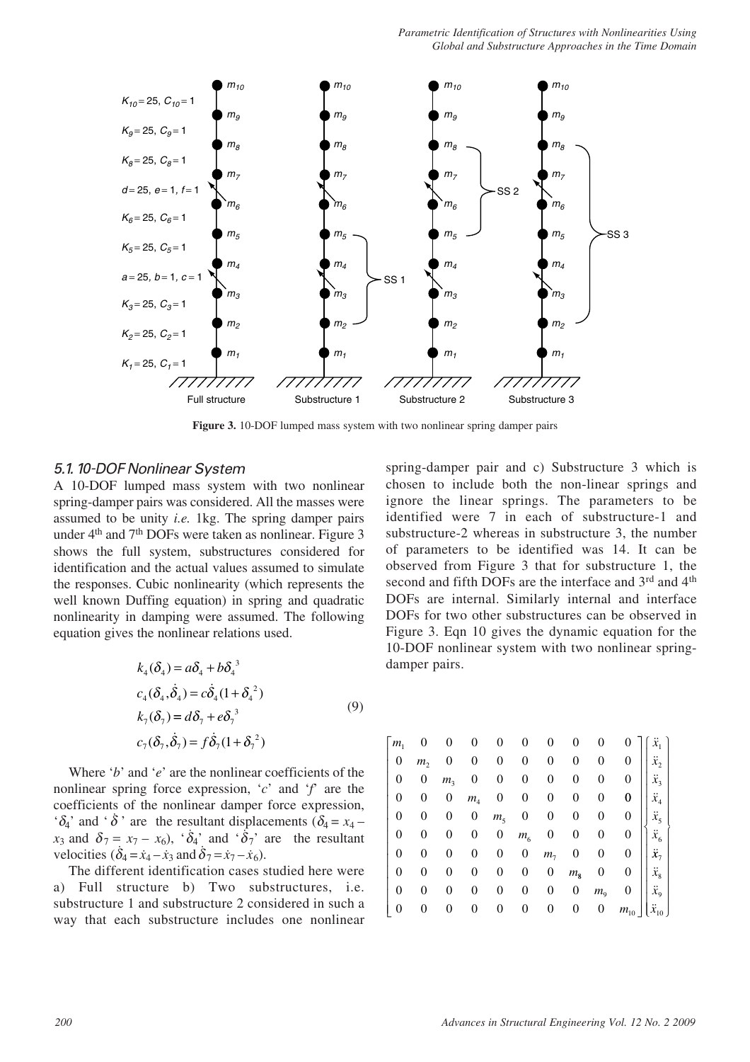Figure 3. 10-DOF lumped mass system with two nonlinear spring damper pairs

### 5.1. 10-DOF Nonlinear System

A 10-DOF lumped mass system with two nonlinear spring-damper pairs was considered. All the masses were assumed to be unity *i.e.* 1kg. The spring damper pairs under 4th and 7th DOFs were taken as nonlinear. Figure 3 shows the full system, substructures considered for identification and the actual values assumed to simulate the responses. Cubic nonlinearity (which represents the well known Duffing equation) in spring and quadratic nonlinearity in damping were assumed. The following equation gives the nonlinear relations used.

$$\begin{aligned} k_4(\delta_4) &= a\delta_4 + b\delta_4^{\ 3} \\ c_4(\delta_4, \dot{\delta}_4) &= c\dot{\delta}_4(1+\delta_4^{\ 2}) \\ k_7(\delta_7) &= d\delta_7 + e\delta_7^{\ 3} \\ c_7(\delta_7, \dot{\delta}_7) &= f\dot{\delta}_7(1+\delta_7^{\ 2}) \end{aligned} \tag{9}$$

Where '$b$' and '$e$' are the nonlinear coefficients of the nonlinear spring force expression, '$c$' and '$f$' are the coefficients of the nonlinear damper force expression, '$\delta_4$' and '$\dot{\delta}$' are the resultant displacements ($\delta_4 = x_4 - x_3$ and $\delta_7 = x_7 - x_6$), '$\dot{\delta}_4$' and '$\dot{\delta}_7$' are the resultant velocities ($\dot{\delta}_4 = \dot{x}_4 - \dot{x}_3$ and $\dot{\delta}_7 = \dot{x}_7 - \dot{x}_6$).

The different identification cases studied here were a) Full structure b) Two substructures, i.e. substructure 1 and substructure 2 considered in such a way that each substructure includes one nonlinear spring-damper pair and c) Substructure 3 which is chosen to include both the non-linear springs and ignore the linear springs. The parameters to be identified were 7 in each of substructure-1 and substructure-2 whereas in substructure 3, the number of parameters to be identified was 14. It can be observed from Figure 3 that for substructure 1, the second and fifth DOFs are the interface and 3rd and 4th DOFs are internal. Similarly internal and interface DOFs for two other substructures can be observed in Figure 3. Eqn 10 gives the dynamic equation for the 10-DOF nonlinear system with two nonlinear spring-damper pairs.

$$\begin{bmatrix} m_1 & 0 & 0 & 0 & 0 & 0 & 0 & 0 & 0 & 0 \\ 0 & m_2 & 0 & 0 & 0 & 0 & 0 & 0 & 0 & 0 \\ 0 & 0 & m_3 & 0 & 0 & 0 & 0 & 0 & 0 & 0 \\ 0 & 0 & 0 & m_4 & 0 & 0 & 0 & 0 & 0 & 0 \\ 0 & 0 & 0 & 0 & m_5 & 0 & 0 & 0 & 0 & 0 \\ 0 & 0 & 0 & 0 & 0 & m_6 & 0 & 0 & 0 & 0 \\ 0 & 0 & 0 & 0 & 0 & 0 & m_7 & 0 & 0 & 0 \\ 0 & 0 & 0 & 0 & 0 & 0 & 0 & m_8 & 0 & 0 \\ 0 & 0 & 0 & 0 & 0 & 0 & 0 & 0 & m_9 & 0 \\ 0 & 0 & 0 & 0 & 0 & 0 & 0 & 0 & 0 & m_{10} \end{bmatrix} \begin{Bmatrix} \ddot{x}_1 \\ \ddot{x}_2 \\ \ddot{x}_3 \\ \ddot{x}_4 \\ \ddot{x}_5 \\ \ddot{x}_6 \\ \ddot{x}_7 \\ \ddot{x}_8 \\ \ddot{x}_9 \\ \ddot{x}_{10} \end{Bmatrix}$$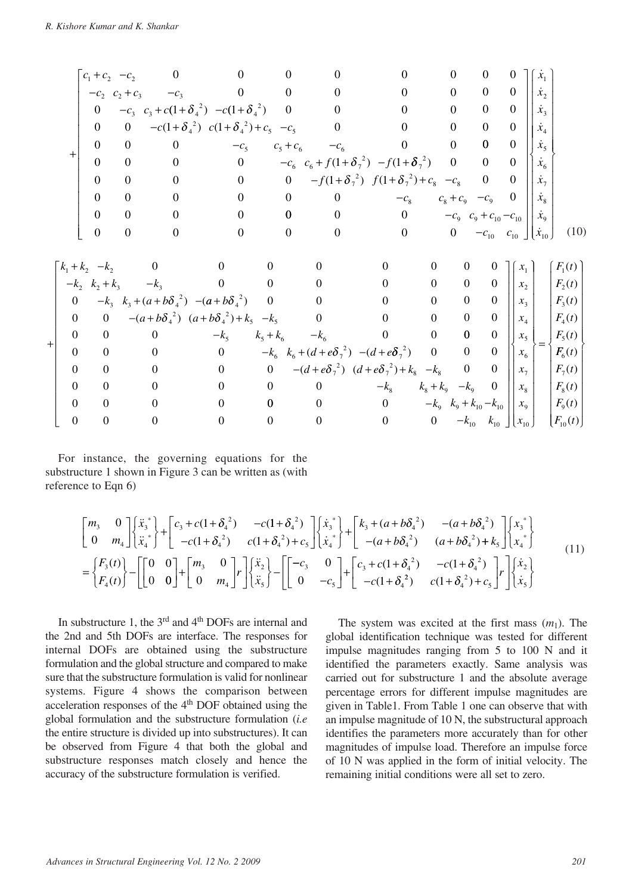$$
+\begin{bmatrix}
c_1+c_2 & -c_2 & 0 & 0 & 0 & 0 & 0 & 0 & 0 & 0 \\
-c_2 & c_2+c_3 & -c_3 & 0 & 0 & 0 & 0 & 0 & 0 & 0 \\
0 & -c_3 & c_3+c(1+\delta_4{}^2) & -c(1+\delta_4{}^2) & 0 & 0 & 0 & 0 & 0 & 0 \\
0 & 0 & -c(1+\delta_4{}^2) & c(1+\delta_4{}^2)+c_5 & -c_5 & 0 & 0 & 0 & 0 & 0 \\
0 & 0 & 0 & -c_5 & c_5+c_6 & -c_6 & 0 & 0 & 0 & 0 \\
0 & 0 & 0 & 0 & -c_6 & c_6+f(1+\delta_7{}^2) & -f(1+\delta_7{}^2) & 0 & 0 & 0 \\
0 & 0 & 0 & 0 & 0 & -f(1+\delta_7{}^2) & f(1+\delta_7{}^2)+c_8 & -c_8 & 0 & 0 \\
0 & 0 & 0 & 0 & 0 & 0 & -c_8 & c_8+c_9 & -c_9 & 0 \\
0 & 0 & 0 & 0 & 0 & 0 & 0 & -c_9 & c_9+c_{10} & -c_{10} \\
0 & 0 & 0 & 0 & 0 & 0 & 0 & 0 & -c_{10} & c_{10}
\end{bmatrix}
\begin{Bmatrix} \dot{x}_1 \\ \dot{x}_2 \\ \dot{x}_3 \\ \dot{x}_4 \\ \dot{x}_5 \\ \dot{x}_6 \\ \dot{x}_7 \\ \dot{x}_8 \\ \dot{x}_9 \\ \dot{x}_{10} \end{Bmatrix}
$$

$$
+\begin{bmatrix}
k_1+k_2 & -k_2 & 0 & 0 & 0 & 0 & 0 & 0 & 0 & 0 \\
-k_2 & k_2+k_3 & -k_3 & 0 & 0 & 0 & 0 & 0 & 0 & 0 \\
0 & -k_3 & k_3+(a+b\delta_4{}^2) & -(a+b\delta_4{}^2) & 0 & 0 & 0 & 0 & 0 & 0 \\
0 & 0 & -(a+b\delta_4{}^2) & (a+b\delta_4{}^2)+k_5 & -k_5 & 0 & 0 & 0 & 0 & 0 \\
0 & 0 & 0 & -k_5 & k_5+k_6 & -k_6 & 0 & 0 & 0 & 0 \\
0 & 0 & 0 & 0 & -k_6 & k_6+(d+e\delta_7{}^2) & -(d+e\delta_7{}^2) & 0 & 0 & 0 \\
0 & 0 & 0 & 0 & 0 & -(d+e\delta_7{}^2) & (d+e\delta_7{}^2)+k_8 & -k_8 & 0 & 0 \\
0 & 0 & 0 & 0 & 0 & 0 & -k_8 & k_8+k_9 & -k_9 & 0 \\
0 & 0 & 0 & 0 & 0 & 0 & 0 & -k_9 & k_9+k_{10} & -k_{10} \\
0 & 0 & 0 & 0 & 0 & 0 & 0 & 0 & -k_{10} & k_{10}
\end{bmatrix}
\begin{Bmatrix} x_1 \\ x_2 \\ x_3 \\ x_4 \\ x_5 \\ x_6 \\ x_7 \\ x_8 \\ x_9 \\ x_{10} \end{Bmatrix}
=\begin{Bmatrix} F_1(t) \\ F_2(t) \\ F_3(t) \\ F_4(t) \\ F_5(t) \\ F_6(t) \\ F_7(t) \\ F_8(t) \\ F_9(t) \\ F_{10}(t) \end{Bmatrix}
\quad (10)
$$

For instance, the governing equations for the substructure 1 shown in Figure 3 can be written as (with reference to Eqn 6)

$$
\begin{bmatrix} m_3 & 0 \\ 0 & m_4 \end{bmatrix}\begin{Bmatrix} \ddot{x}_3^* \\ \ddot{x}_4^* \end{Bmatrix}+\begin{bmatrix} c_3+c(1+\delta_4{}^2) & -c(1+\delta_4{}^2) \\ -c(1+\delta_4{}^2) & c(1+\delta_4{}^2)+c_5 \end{bmatrix}\begin{Bmatrix} \dot{x}_3^* \\ \dot{x}_4^* \end{Bmatrix}+\begin{bmatrix} k_3+(a+b\delta_4{}^2) & -(a+b\delta_4{}^2) \\ -(a+b\delta_4{}^2) & (a+b\delta_4{}^2)+k_5 \end{bmatrix}\begin{Bmatrix} x_3^* \\ x_4^* \end{Bmatrix}
$$
$$
=\begin{Bmatrix} F_3(t) \\ F_4(t) \end{Bmatrix}-\left[\begin{bmatrix} 0 & 0 \\ 0 & 0 \end{bmatrix}+\begin{bmatrix} m_3 & 0 \\ 0 & m_4 \end{bmatrix}r\right]\begin{Bmatrix} \ddot{x}_2 \\ \ddot{x}_5 \end{Bmatrix}-\left[\begin{bmatrix} -c_3 & 0 \\ 0 & -c_5 \end{bmatrix}+\begin{bmatrix} c_3+c(1+\delta_4{}^2) & -c(1+\delta_4{}^2) \\ -c(1+\delta_4{}^2) & c(1+\delta_4{}^2)+c_5 \end{bmatrix}r\right]\begin{Bmatrix} \dot{x}_2 \\ \dot{x}_5 \end{Bmatrix}
\quad (11)
$$

In substructure 1, the 3rd and 4th DOFs are internal and the 2nd and 5th DOFs are interface. The responses for internal DOFs are obtained using the substructure formulation and the global structure and compared to make sure that the substructure formulation is valid for nonlinear systems. Figure 4 shows the comparison between acceleration responses of the 4th DOF obtained using the global formulation and the substructure formulation (*i.e* the entire structure is divided up into substructures). It can be observed from Figure 4 that both the global and substructure responses match closely and hence the accuracy of the substructure formulation is verified.

The system was excited at the first mass ($m_1$). The global identification technique was tested for different impulse magnitudes ranging from 5 to 100 N and it identified the parameters exactly. Same analysis was carried out for substructure 1 and the absolute average percentage errors for different impulse magnitudes are given in Table1. From Table 1 one can observe that with an impulse magnitude of 10 N, the substructural approach identifies the parameters more accurately than for other magnitudes of impulse load. Therefore an impulse force of 10 N was applied in the form of initial velocity. The remaining initial conditions were all set to zero.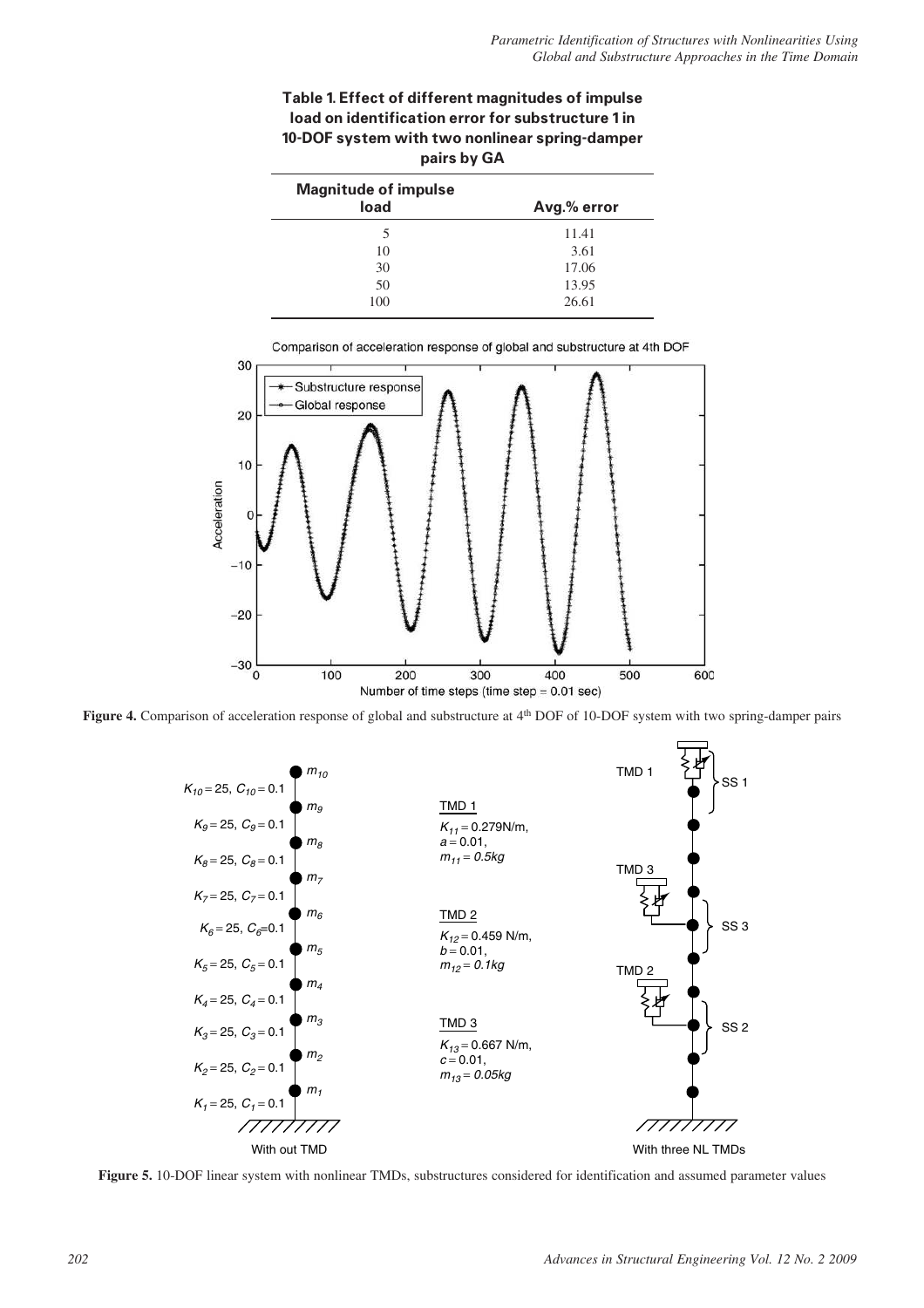**Table 1. Effect of different magnitudes of impulse load on identification error for substructure 1 in 10-DOF system with two nonlinear spring-damper pairs by GA**

| Magnitude of impulse load | Avg.% error |
|---|---|
| 5 | 11.41 |
| 10 | 3.61 |
| 30 | 17.06 |
| 50 | 13.95 |
| 100 | 26.61 |

**Figure 4.** Comparison of acceleration response of global and substructure at 4th DOF of 10-DOF system with two spring-damper pairs

**Figure 5.** 10-DOF linear system with nonlinear TMDs, substructures considered for identification and assumed parameter values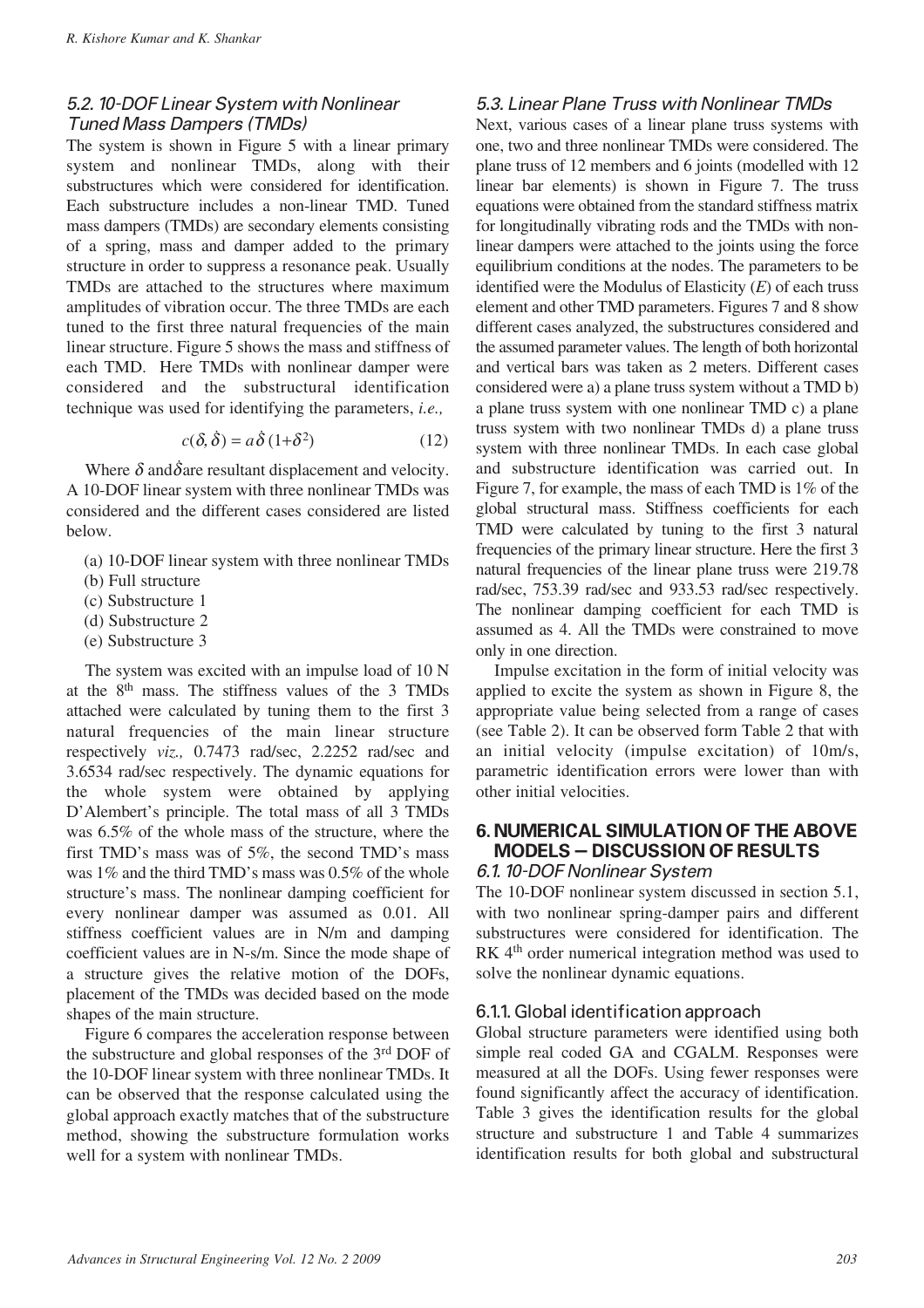### 5.2. 10-DOF Linear System with Nonlinear Tuned Mass Dampers (TMDs)

The system is shown in Figure 5 with a linear primary system and nonlinear TMDs, along with their substructures which were considered for identification. Each substructure includes a non-linear TMD. Tuned mass dampers (TMDs) are secondary elements consisting of a spring, mass and damper added to the primary structure in order to suppress a resonance peak. Usually TMDs are attached to the structures where maximum amplitudes of vibration occur. The three TMDs are each tuned to the first three natural frequencies of the main linear structure. Figure 5 shows the mass and stiffness of each TMD. Here TMDs with nonlinear damper were considered and the substructural identification technique was used for identifying the parameters, *i.e.,*

$$c(\delta, \dot{\delta}) = a\dot{\delta}\,(1+\delta^2) \tag{12}$$

Where $\delta$ and $\dot{\delta}$ are resultant displacement and velocity. A 10-DOF linear system with three nonlinear TMDs was considered and the different cases considered are listed below.

(a) 10-DOF linear system with three nonlinear TMDs
(b) Full structure
(c) Substructure 1
(d) Substructure 2
(e) Substructure 3

The system was excited with an impulse load of 10 N at the 8th mass. The stiffness values of the 3 TMDs attached were calculated by tuning them to the first 3 natural frequencies of the main linear structure respectively *viz.,* 0.7473 rad/sec, 2.2252 rad/sec and 3.6534 rad/sec respectively. The dynamic equations for the whole system were obtained by applying D'Alembert's principle. The total mass of all 3 TMDs was 6.5% of the whole mass of the structure, where the first TMD's mass was of 5%, the second TMD's mass was 1% and the third TMD's mass was 0.5% of the whole structure's mass. The nonlinear damping coefficient for every nonlinear damper was assumed as 0.01. All stiffness coefficient values are in N/m and damping coefficient values are in N-s/m. Since the mode shape of a structure gives the relative motion of the DOFs, placement of the TMDs was decided based on the mode shapes of the main structure.

Figure 6 compares the acceleration response between the substructure and global responses of the 3rd DOF of the 10-DOF linear system with three nonlinear TMDs. It can be observed that the response calculated using the global approach exactly matches that of the substructure method, showing the substructure formulation works well for a system with nonlinear TMDs.

### 5.3. Linear Plane Truss with Nonlinear TMDs

Next, various cases of a linear plane truss systems with one, two and three nonlinear TMDs were considered. The plane truss of 12 members and 6 joints (modelled with 12 linear bar elements) is shown in Figure 7. The truss equations were obtained from the standard stiffness matrix for longitudinally vibrating rods and the TMDs with non-linear dampers were attached to the joints using the force equilibrium conditions at the nodes. The parameters to be identified were the Modulus of Elasticity ($E$) of each truss element and other TMD parameters. Figures 7 and 8 show different cases analyzed, the substructures considered and the assumed parameter values. The length of both horizontal and vertical bars was taken as 2 meters. Different cases considered were a) a plane truss system without a TMD b) a plane truss system with one nonlinear TMD c) a plane truss system with two nonlinear TMDs d) a plane truss system with three nonlinear TMDs. In each case global and substructure identification was carried out. In Figure 7, for example, the mass of each TMD is 1% of the global structural mass. Stiffness coefficients for each TMD were calculated by tuning to the first 3 natural frequencies of the primary linear structure. Here the first 3 natural frequencies of the linear plane truss were 219.78 rad/sec, 753.39 rad/sec and 933.53 rad/sec respectively. The nonlinear damping coefficient for each TMD is assumed as 4. All the TMDs were constrained to move only in one direction.

Impulse excitation in the form of initial velocity was applied to excite the system as shown in Figure 8, the appropriate value being selected from a range of cases (see Table 2). It can be observed form Table 2 that with an initial velocity (impulse excitation) of 10m/s, parametric identification errors were lower than with other initial velocities.

## 6. NUMERICAL SIMULATION OF THE ABOVE MODELS – DISCUSSION OF RESULTS

### 6.1. 10-DOF Nonlinear System

The 10-DOF nonlinear system discussed in section 5.1, with two nonlinear spring-damper pairs and different substructures were considered for identification. The RK 4th order numerical integration method was used to solve the nonlinear dynamic equations.

#### 6.1.1. Global identification approach

Global structure parameters were identified using both simple real coded GA and CGALM. Responses were measured at all the DOFs. Using fewer responses were found significantly affect the accuracy of identification. Table 3 gives the identification results for the global structure and substructure 1 and Table 4 summarizes identification results for both global and substructural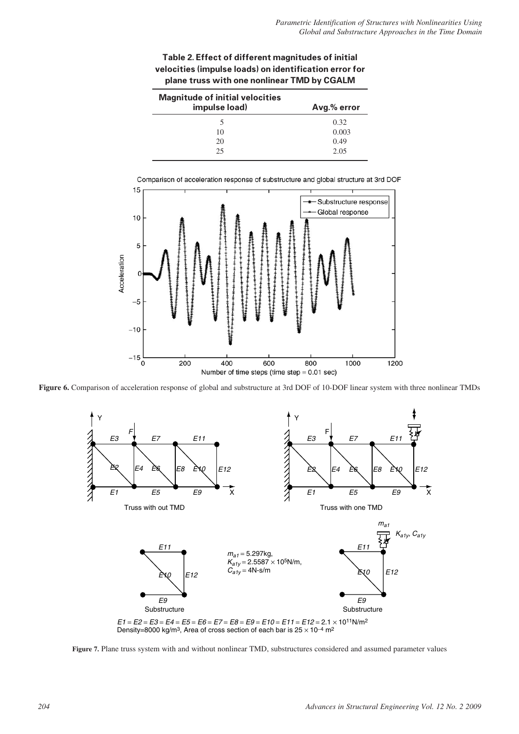**Table 2. Effect of different magnitudes of initial velocities (impulse loads) on identification error for plane truss with one nonlinear TMD by CGALM**

| Magnitude of initial velocities impulse load) | Avg.% error |
|---|---|
| 5 | 0.32 |
| 10 | 0.003 |
| 20 | 0.49 |
| 25 | 2.05 |

**Figure 6.** Comparison of acceleration response of global and substructure at 3rd DOF of 10-DOF linear system with three nonlinear TMDs

**Figure 7.** Plane truss system with and without nonlinear TMD, substructures considered and assumed parameter values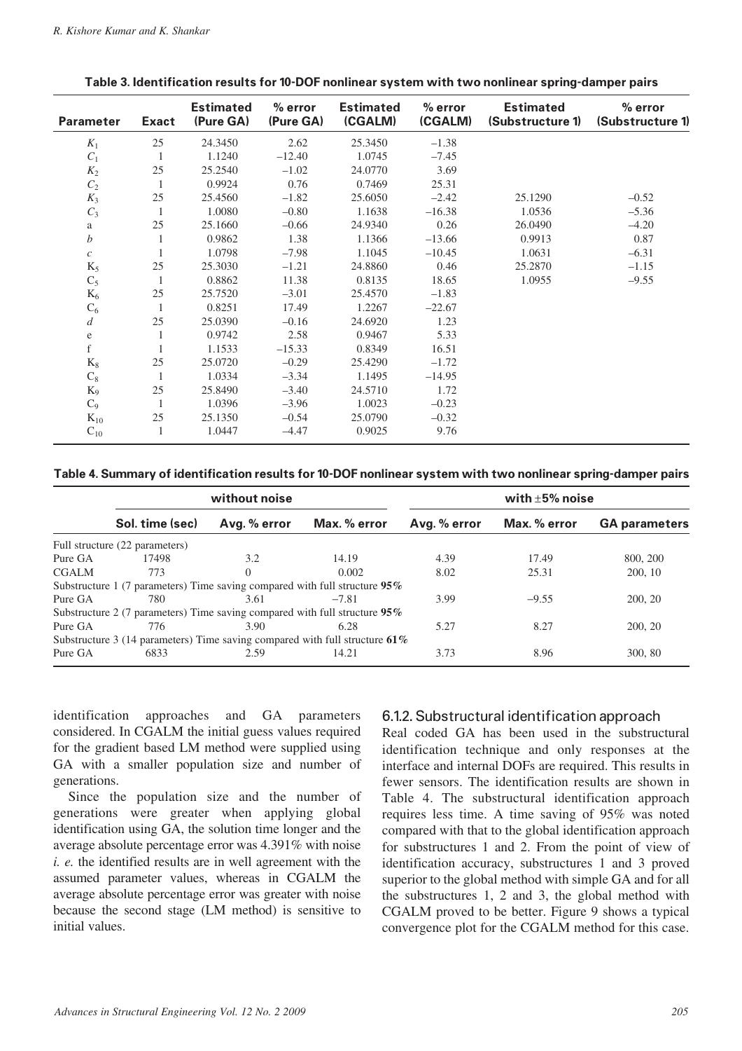**Table 3. Identification results for 10-DOF nonlinear system with two nonlinear spring-damper pairs**

| Parameter | Exact | Estimated (Pure GA) | % error (Pure GA) | Estimated (CGALM) | % error (CGALM) | Estimated (Substructure 1) | % error (Substructure 1) |
|---|---|---|---|---|---|---|---|
| $K_1$ | 25 | 24.3450 | 2.62 | 25.3450 | −1.38 | | |
| $C_1$ | 1 | 1.1240 | −12.40 | 1.0745 | −7.45 | | |
| $K_2$ | 25 | 25.2540 | −1.02 | 24.0770 | 3.69 | | |
| $C_2$ | 1 | 0.9924 | 0.76 | 0.7469 | 25.31 | | |
| $K_3$ | 25 | 25.4560 | −1.82 | 25.6050 | −2.42 | 25.1290 | −0.52 |
| $C_3$ | 1 | 1.0080 | −0.80 | 1.1638 | −16.38 | 1.0536 | −5.36 |
| a | 25 | 25.1660 | −0.66 | 24.9340 | 0.26 | 26.0490 | −4.20 |
| $b$ | 1 | 0.9862 | 1.38 | 1.1366 | −13.66 | 0.9913 | 0.87 |
| $c$ | 1 | 1.0798 | −7.98 | 1.1045 | −10.45 | 1.0631 | −6.31 |
| $K_5$ | 25 | 25.3030 | −1.21 | 24.8860 | 0.46 | 25.2870 | −1.15 |
| $C_5$ | 1 | 0.8862 | 11.38 | 0.8135 | 18.65 | 1.0955 | −9.55 |
| $K_6$ | 25 | 25.7520 | −3.01 | 25.4570 | −1.83 | | |
| $C_6$ | 1 | 0.8251 | 17.49 | 1.2267 | −22.67 | | |
| $d$ | 25 | 25.0390 | −0.16 | 24.6920 | 1.23 | | |
| e | 1 | 0.9742 | 2.58 | 0.9467 | 5.33 | | |
| f | 1 | 1.1533 | −15.33 | 0.8349 | 16.51 | | |
| $K_8$ | 25 | 25.0720 | −0.29 | 25.4290 | −1.72 | | |
| $C_8$ | 1 | 1.0334 | −3.34 | 1.1495 | −14.95 | | |
| $K_9$ | 25 | 25.8490 | −3.40 | 24.5710 | 1.72 | | |
| $C_9$ | 1 | 1.0396 | −3.96 | 1.0023 | −0.23 | | |
| $K_{10}$ | 25 | 25.1350 | −0.54 | 25.0790 | −0.32 | | |
| $C_{10}$ | 1 | 1.0447 | −4.47 | 0.9025 | 9.76 | | |

**Table 4. Summary of identification results for 10-DOF nonlinear system with two nonlinear spring-damper pairs**

| | without noise | | | with ±5% noise | | |
|---|---|---|---|---|---|---|
| | Sol. time (sec) | Avg. % error | Max. % error | Avg. % error | Max. % error | GA parameters |
| Full structure (22 parameters) | | | | | | |
| Pure GA | 17498 | 3.2 | 14.19 | 4.39 | 17.49 | 800, 200 |
| CGALM | 773 | 0 | 0.002 | 8.02 | 25.31 | 200, 10 |
| Substructure 1 (7 parameters) Time saving compared with full structure **95%** | | | | | | |
| Pure GA | 780 | 3.61 | −7.81 | 3.99 | −9.55 | 200, 20 |
| Substructure 2 (7 parameters) Time saving compared with full structure **95%** | | | | | | |
| Pure GA | 776 | 3.90 | 6.28 | 5.27 | 8.27 | 200, 20 |
| Substructure 3 (14 parameters) Time saving compared with full structure **61%** | | | | | | |
| Pure GA | 6833 | 2.59 | 14.21 | 3.73 | 8.96 | 300, 80 |

identification approaches and GA parameters considered. In CGALM the initial guess values required for the gradient based LM method were supplied using GA with a smaller population size and number of generations.

Since the population size and the number of generations were greater when applying global identification using GA, the solution time longer and the average absolute percentage error was 4.391% with noise *i. e.* the identified results are in well agreement with the assumed parameter values, whereas in CGALM the average absolute percentage error was greater with noise because the second stage (LM method) is sensitive to initial values.

### 6.1.2. Substructural identification approach

Real coded GA has been used in the substructural identification technique and only responses at the interface and internal DOFs are required. This results in fewer sensors. The identification results are shown in Table 4. The substructural identification approach requires less time. A time saving of 95% was noted compared with that to the global identification approach for substructures 1 and 2. From the point of view of identification accuracy, substructures 1 and 3 proved superior to the global method with simple GA and for all the substructures 1, 2 and 3, the global method with CGALM proved to be better. Figure 9 shows a typical convergence plot for the CGALM method for this case.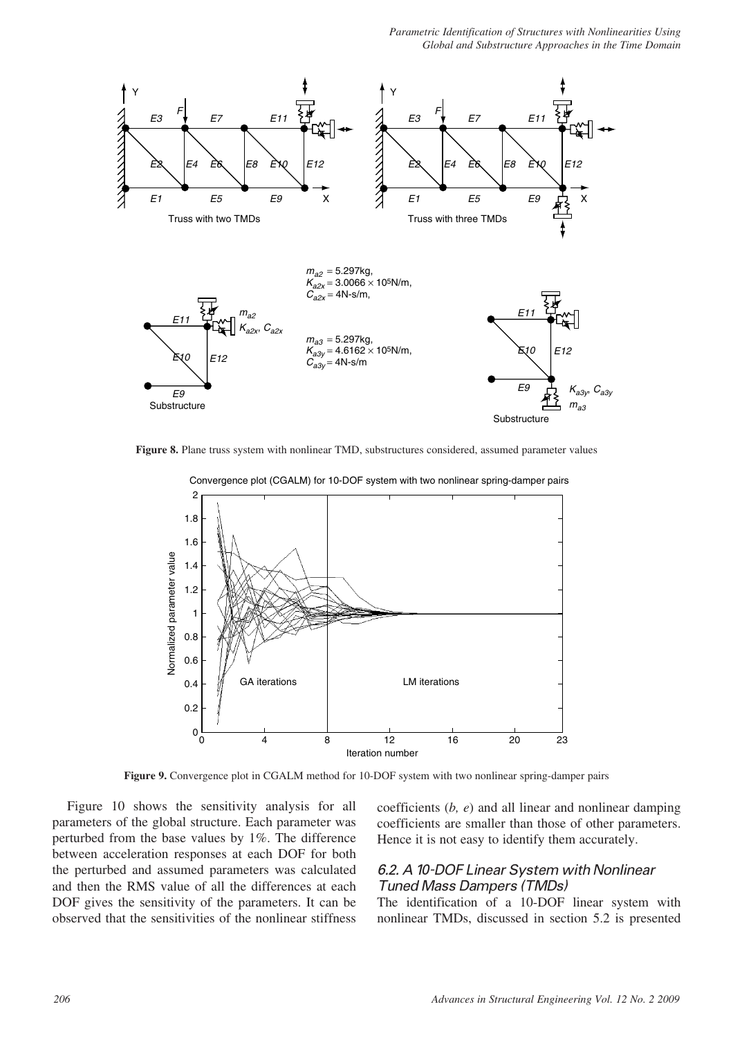**Figure 8.** Plane truss system with nonlinear TMD, substructures considered, assumed parameter values

**Figure 9.** Convergence plot in CGALM method for 10-DOF system with two nonlinear spring-damper pairs

Figure 10 shows the sensitivity analysis for all parameters of the global structure. Each parameter was perturbed from the base values by 1%. The difference between acceleration responses at each DOF for both the perturbed and assumed parameters was calculated and then the RMS value of all the differences at each DOF gives the sensitivity of the parameters. It can be observed that the sensitivities of the nonlinear stiffness coefficients (*b, e*) and all linear and nonlinear damping coefficients are smaller than those of other parameters. Hence it is not easy to identify them accurately.

### 6.2. A 10-DOF Linear System with Nonlinear Tuned Mass Dampers (TMDs)

The identification of a 10-DOF linear system with nonlinear TMDs, discussed in section 5.2 is presented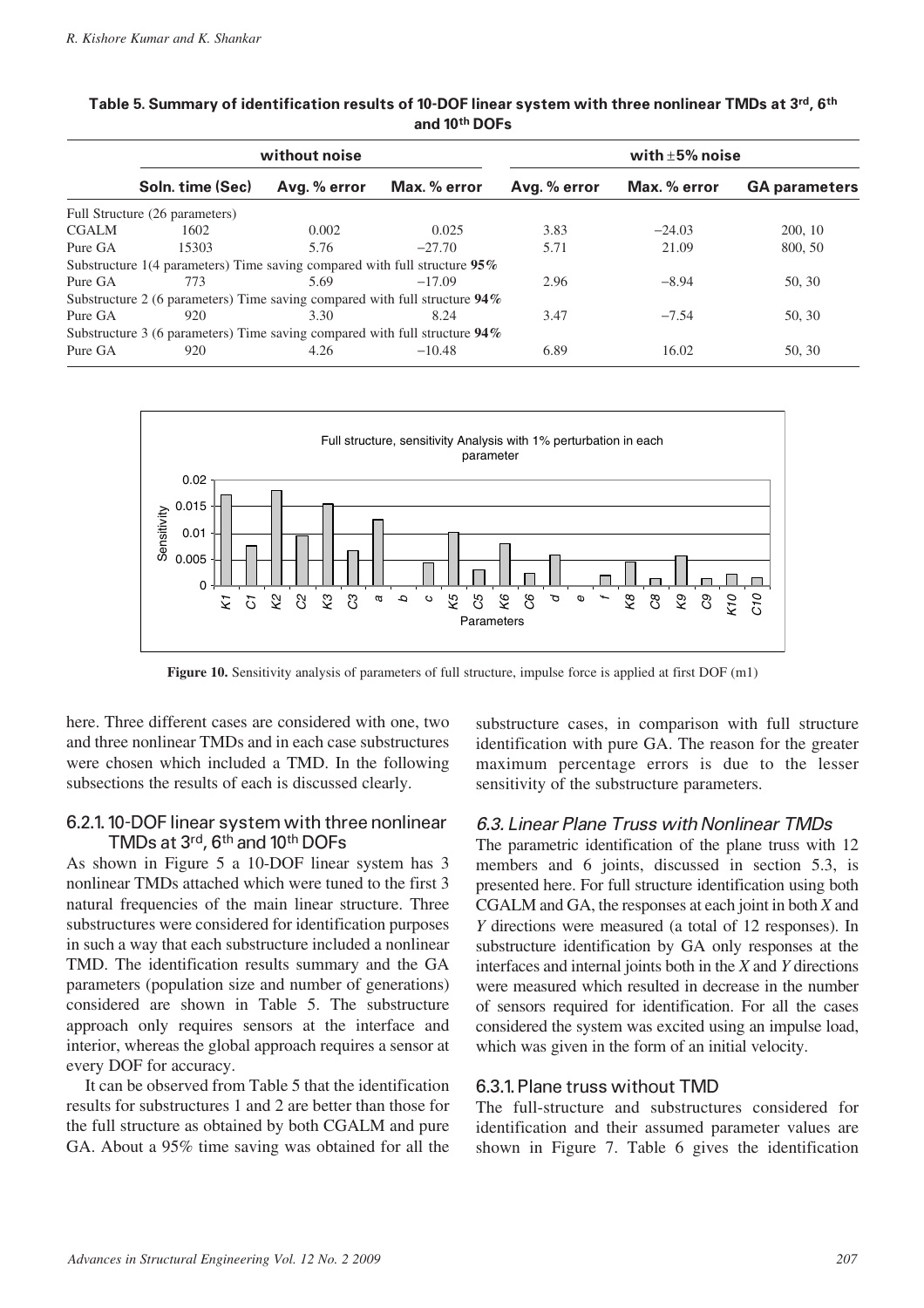**Table 5. Summary of identification results of 10-DOF linear system with three nonlinear TMDs at 3rd, 6th and 10th DOFs**

| | without noise | | | with ±5% noise | | |
|---|---|---|---|---|---|---|
| | Soln. time (Sec) | Avg. % error | Max. % error | Avg. % error | Max. % error | GA parameters |
| Full Structure (26 parameters) | | | | | | |
| CGALM | 1602 | 0.002 | 0.025 | 3.83 | −24.03 | 200, 10 |
| Pure GA | 15303 | 5.76 | −27.70 | 5.71 | 21.09 | 800, 50 |
| Substructure 1(4 parameters) Time saving compared with full structure **95%** | | | | | | |
| Pure GA | 773 | 5.69 | −17.09 | 2.96 | −8.94 | 50, 30 |
| Substructure 2 (6 parameters) Time saving compared with full structure **94%** | | | | | | |
| Pure GA | 920 | 3.30 | 8.24 | 3.47 | −7.54 | 50, 30 |
| Substructure 3 (6 parameters) Time saving compared with full structure **94%** | | | | | | |
| Pure GA | 920 | 4.26 | −10.48 | 6.89 | 16.02 | 50, 30 |

**Figure 10.** Sensitivity analysis of parameters of full structure, impulse force is applied at first DOF (m1)

here. Three different cases are considered with one, two and three nonlinear TMDs and in each case substructures were chosen which included a TMD. In the following subsections the results of each is discussed clearly.

### 6.2.1. 10-DOF linear system with three nonlinear TMDs at 3rd, 6th and 10th DOFs

As shown in Figure 5 a 10-DOF linear system has 3 nonlinear TMDs attached which were tuned to the first 3 natural frequencies of the main linear structure. Three substructures were considered for identification purposes in such a way that each substructure included a nonlinear TMD. The identification results summary and the GA parameters (population size and number of generations) considered are shown in Table 5. The substructure approach only requires sensors at the interface and interior, whereas the global approach requires a sensor at every DOF for accuracy.

It can be observed from Table 5 that the identification results for substructures 1 and 2 are better than those for the full structure as obtained by both CGALM and pure GA. About a 95% time saving was obtained for all the substructure cases, in comparison with full structure identification with pure GA. The reason for the greater maximum percentage errors is due to the lesser sensitivity of the substructure parameters.

## *6.3. Linear Plane Truss with Nonlinear TMDs*

The parametric identification of the plane truss with 12 members and 6 joints, discussed in section 5.3, is presented here. For full structure identification using both CGALM and GA, the responses at each joint in both *X* and *Y* directions were measured (a total of 12 responses). In substructure identification by GA only responses at the interfaces and internal joints both in the *X* and *Y* directions were measured which resulted in decrease in the number of sensors required for identification. For all the cases considered the system was excited using an impulse load, which was given in the form of an initial velocity.

### 6.3.1. Plane truss without TMD

The full-structure and substructures considered for identification and their assumed parameter values are shown in Figure 7. Table 6 gives the identification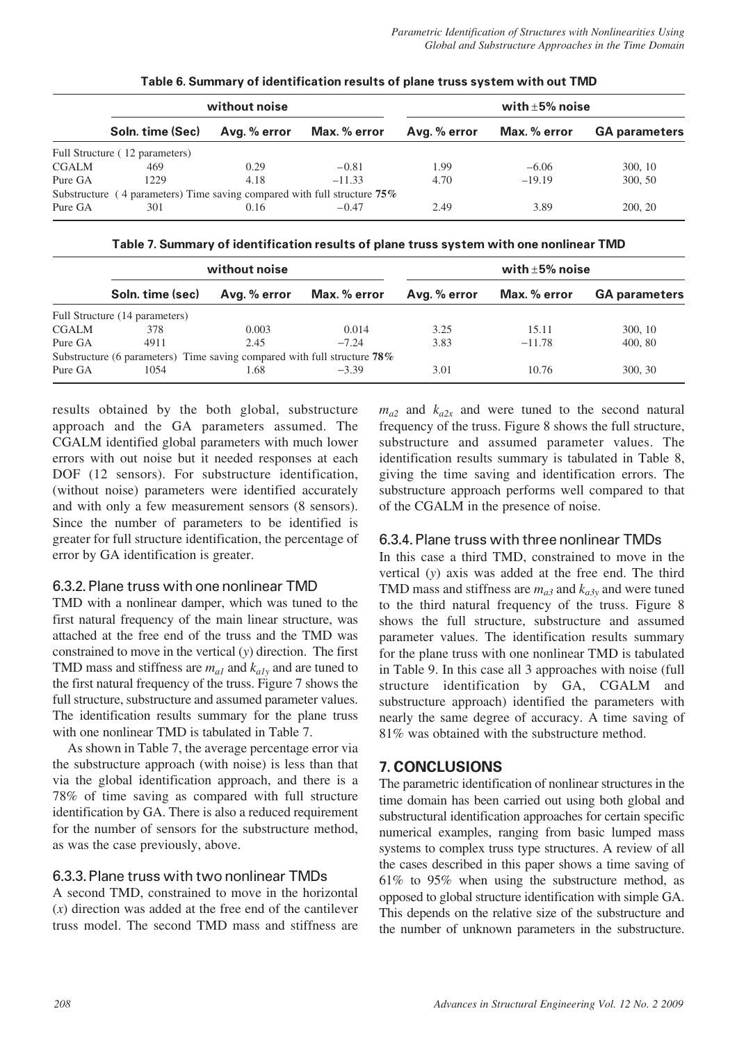**Table 6. Summary of identification results of plane truss system with out TMD**

| | without noise | | | with ±5% noise | | |
|---|---|---|---|---|---|---|
| | **Soln. time (Sec)** | **Avg. % error** | **Max. % error** | **Avg. % error** | **Max. % error** | **GA parameters** |
| Full Structure ( 12 parameters) | | | | | | |
| CGALM | 469 | 0.29 | −0.81 | 1.99 | −6.06 | 300, 10 |
| Pure GA | 1229 | 4.18 | −11.33 | 4.70 | −19.19 | 300, 50 |
| Substructure ( 4 parameters) Time saving compared with full structure **75%** | | | | | | |
| Pure GA | 301 | 0.16 | −0.47 | 2.49 | 3.89 | 200, 20 |

**Table 7. Summary of identification results of plane truss system with one nonlinear TMD**

| | without noise | | | with ±5% noise | | |
|---|---|---|---|---|---|---|
| | **Soln. time (sec)** | **Avg. % error** | **Max. % error** | **Avg. % error** | **Max. % error** | **GA parameters** |
| Full Structure (14 parameters) | | | | | | |
| CGALM | 378 | 0.003 | 0.014 | 3.25 | 15.11 | 300, 10 |
| Pure GA | 4911 | 2.45 | −7.24 | 3.83 | −11.78 | 400, 80 |
| Substructure (6 parameters) Time saving compared with full structure **78%** | | | | | | |
| Pure GA | 1054 | 1.68 | −3.39 | 3.01 | 10.76 | 300, 30 |

results obtained by the both global, substructure approach and the GA parameters assumed. The CGALM identified global parameters with much lower errors with out noise but it needed responses at each DOF (12 sensors). For substructure identification, (without noise) parameters were identified accurately and with only a few measurement sensors (8 sensors). Since the number of parameters to be identified is greater for full structure identification, the percentage of error by GA identification is greater.

### 6.3.2. Plane truss with one nonlinear TMD

TMD with a nonlinear damper, which was tuned to the first natural frequency of the main linear structure, was attached at the free end of the truss and the TMD was constrained to move in the vertical ($y$) direction. The first TMD mass and stiffness are $m_{a1}$ and $k_{a1y}$ and are tuned to the first natural frequency of the truss. Figure 7 shows the full structure, substructure and assumed parameter values. The identification results summary for the plane truss with one nonlinear TMD is tabulated in Table 7.

As shown in Table 7, the average percentage error via the substructure approach (with noise) is less than that via the global identification approach, and there is a 78% of time saving as compared with full structure identification by GA. There is also a reduced requirement for the number of sensors for the substructure method, as was the case previously, above.

### 6.3.3. Plane truss with two nonlinear TMDs

A second TMD, constrained to move in the horizontal ($x$) direction was added at the free end of the cantilever truss model. The second TMD mass and stiffness are $m_{a2}$ and $k_{a2x}$ and were tuned to the second natural frequency of the truss. Figure 8 shows the full structure, substructure and assumed parameter values. The identification results summary is tabulated in Table 8, giving the time saving and identification errors. The substructure approach performs well compared to that of the CGALM in the presence of noise.

### 6.3.4. Plane truss with three nonlinear TMDs

In this case a third TMD, constrained to move in the vertical ($y$) axis was added at the free end. The third TMD mass and stiffness are $m_{a3}$ and $k_{a3y}$ and were tuned to the third natural frequency of the truss. Figure 8 shows the full structure, substructure and assumed parameter values. The identification results summary for the plane truss with one nonlinear TMD is tabulated in Table 9. In this case all 3 approaches with noise (full structure identification by GA, CGALM and substructure approach) identified the parameters with nearly the same degree of accuracy. A time saving of 81% was obtained with the substructure method.

## 7. CONCLUSIONS

The parametric identification of nonlinear structures in the time domain has been carried out using both global and substructural identification approaches for certain specific numerical examples, ranging from basic lumped mass systems to complex truss type structures. A review of all the cases described in this paper shows a time saving of 61% to 95% when using the substructure method, as opposed to global structure identification with simple GA. This depends on the relative size of the substructure and the number of unknown parameters in the substructure.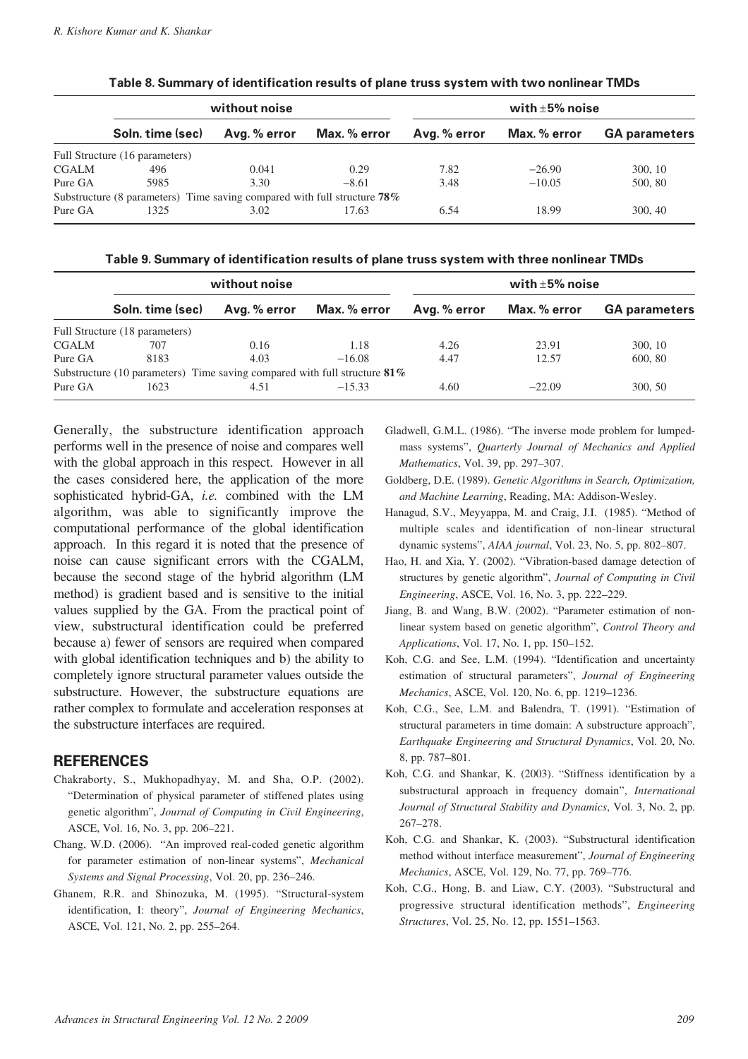**Table 8. Summary of identification results of plane truss system with two nonlinear TMDs**

| | without noise | | | with ±5% noise | | |
|---|---|---|---|---|---|---|
| | Soln. time (sec) | Avg. % error | Max. % error | Avg. % error | Max. % error | GA parameters |
| Full Structure (16 parameters) | | | | | | |
| CGALM | 496 | 0.041 | 0.29 | 7.82 | −26.90 | 300, 10 |
| Pure GA | 5985 | 3.30 | −8.61 | 3.48 | −10.05 | 500, 80 |
| Substructure (8 parameters) Time saving compared with full structure **78%** | | | | | | |
| Pure GA | 1325 | 3.02 | 17.63 | 6.54 | 18.99 | 300, 40 |

**Table 9. Summary of identification results of plane truss system with three nonlinear TMDs**

| | without noise | | | with ±5% noise | | |
|---|---|---|---|---|---|---|
| | Soln. time (sec) | Avg. % error | Max. % error | Avg. % error | Max. % error | GA parameters |
| Full Structure (18 parameters) | | | | | | |
| CGALM | 707 | 0.16 | 1.18 | 4.26 | 23.91 | 300, 10 |
| Pure GA | 8183 | 4.03 | −16.08 | 4.47 | 12.57 | 600, 80 |
| Substructure (10 parameters) Time saving compared with full structure **81%** | | | | | | |
| Pure GA | 1623 | 4.51 | −15.33 | 4.60 | −22.09 | 300, 50 |

Generally, the substructure identification approach performs well in the presence of noise and compares well with the global approach in this respect. However in all the cases considered here, the application of the more sophisticated hybrid-GA, *i.e.* combined with the LM algorithm, was able to significantly improve the computational performance of the global identification approach. In this regard it is noted that the presence of noise can cause significant errors with the CGALM, because the second stage of the hybrid algorithm (LM method) is gradient based and is sensitive to the initial values supplied by the GA. From the practical point of view, substructural identification could be preferred because a) fewer of sensors are required when compared with global identification techniques and b) the ability to completely ignore structural parameter values outside the substructure. However, the substructure equations are rather complex to formulate and acceleration responses at the substructure interfaces are required.

## REFERENCES

Chakraborty, S., Mukhopadhyay, M. and Sha, O.P. (2002). "Determination of physical parameter of stiffened plates using genetic algorithm", *Journal of Computing in Civil Engineering*, ASCE, Vol. 16, No. 3, pp. 206–221.

Chang, W.D. (2006). "An improved real-coded genetic algorithm for parameter estimation of non-linear systems", *Mechanical Systems and Signal Processing*, Vol. 20, pp. 236–246.

Ghanem, R.R. and Shinozuka, M. (1995). "Structural-system identification, I: theory", *Journal of Engineering Mechanics*, ASCE, Vol. 121, No. 2, pp. 255–264.

Gladwell, G.M.L. (1986). "The inverse mode problem for lumped-mass systems", *Quarterly Journal of Mechanics and Applied Mathematics*, Vol. 39, pp. 297–307.

Goldberg, D.E. (1989). *Genetic Algorithms in Search, Optimization, and Machine Learning*, Reading, MA: Addison-Wesley.

Hanagud, S.V., Meyyappa, M. and Craig, J.I. (1985). "Method of multiple scales and identification of non-linear structural dynamic systems", *AIAA journal*, Vol. 23, No. 5, pp. 802–807.

Hao, H. and Xia, Y. (2002). "Vibration-based damage detection of structures by genetic algorithm", *Journal of Computing in Civil Engineering*, ASCE, Vol. 16, No. 3, pp. 222–229.

Jiang, B. and Wang, B.W. (2002). "Parameter estimation of non-linear system based on genetic algorithm", *Control Theory and Applications*, Vol. 17, No. 1, pp. 150–152.

Koh, C.G. and See, L.M. (1994). "Identification and uncertainty estimation of structural parameters", *Journal of Engineering Mechanics*, ASCE, Vol. 120, No. 6, pp. 1219–1236.

Koh, C.G., See, L.M. and Balendra, T. (1991). "Estimation of structural parameters in time domain: A substructure approach", *Earthquake Engineering and Structural Dynamics*, Vol. 20, No. 8, pp. 787–801.

Koh, C.G. and Shankar, K. (2003). "Stiffness identification by a substructural approach in frequency domain", *International Journal of Structural Stability and Dynamics*, Vol. 3, No. 2, pp. 267–278.

Koh, C.G. and Shankar, K. (2003). "Substructural identification method without interface measurement", *Journal of Engineering Mechanics*, ASCE, Vol. 129, No. 77, pp. 769–776.

Koh, C.G., Hong, B. and Liaw, C.Y. (2003). "Substructural and progressive structural identification methods", *Engineering Structures*, Vol. 25, No. 12, pp. 1551–1563.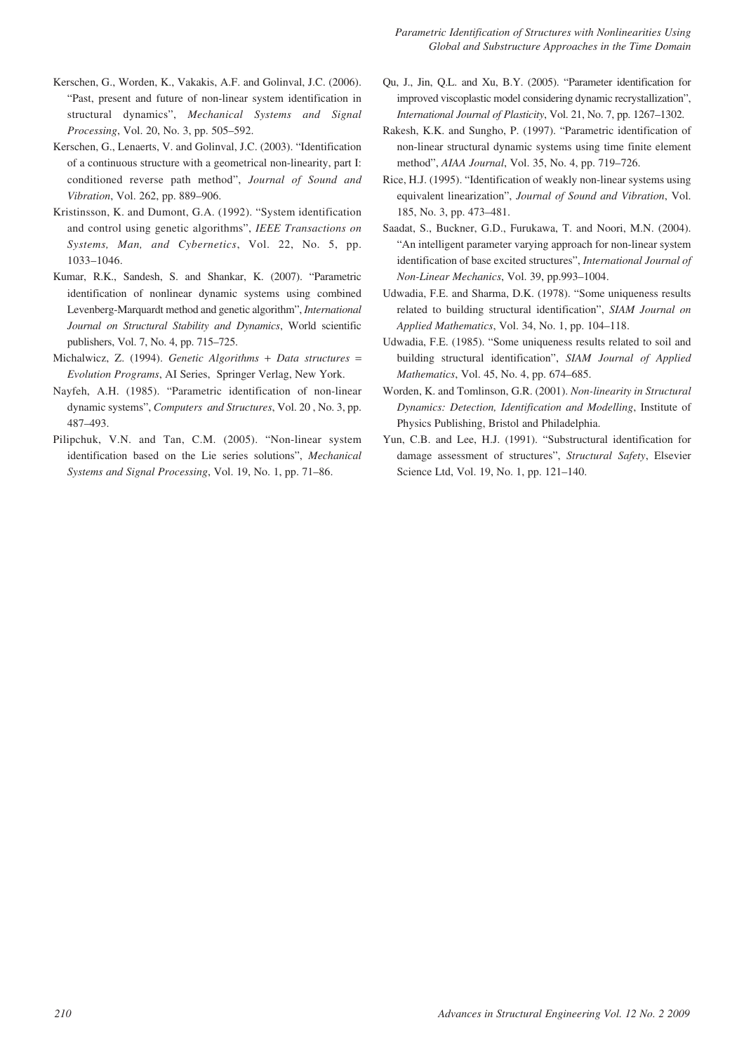Kerschen, G., Worden, K., Vakakis, A.F. and Golinval, J.C. (2006). "Past, present and future of non-linear system identification in structural dynamics", *Mechanical Systems and Signal Processing*, Vol. 20, No. 3, pp. 505–592.

Kerschen, G., Lenaerts, V. and Golinval, J.C. (2003). "Identification of a continuous structure with a geometrical non-linearity, part I: conditioned reverse path method", *Journal of Sound and Vibration*, Vol. 262, pp. 889–906.

Kristinsson, K. and Dumont, G.A. (1992). "System identification and control using genetic algorithms", *IEEE Transactions on Systems, Man, and Cybernetics*, Vol. 22, No. 5, pp. 1033–1046.

Kumar, R.K., Sandesh, S. and Shankar, K. (2007). "Parametric identification of nonlinear dynamic systems using combined Levenberg-Marquardt method and genetic algorithm", *International Journal on Structural Stability and Dynamics*, World scientific publishers, Vol. 7, No. 4, pp. 715–725.

Michalwicz, Z. (1994). *Genetic Algorithms + Data structures = Evolution Programs*, AI Series, Springer Verlag, New York.

Nayfeh, A.H. (1985). "Parametric identification of non-linear dynamic systems", *Computers and Structures*, Vol. 20 , No. 3, pp. 487–493.

Pilipchuk, V.N. and Tan, C.M. (2005). "Non-linear system identification based on the Lie series solutions", *Mechanical Systems and Signal Processing*, Vol. 19, No. 1, pp. 71–86.

Qu, J., Jin, Q.L. and Xu, B.Y. (2005). "Parameter identification for improved viscoplastic model considering dynamic recrystallization", *International Journal of Plasticity*, Vol. 21, No. 7, pp. 1267–1302.

Rakesh, K.K. and Sungho, P. (1997). "Parametric identification of non-linear structural dynamic systems using time finite element method", *AIAA Journal*, Vol. 35, No. 4, pp. 719–726.

Rice, H.J. (1995). "Identification of weakly non-linear systems using equivalent linearization", *Journal of Sound and Vibration*, Vol. 185, No. 3, pp. 473–481.

Saadat, S., Buckner, G.D., Furukawa, T. and Noori, M.N. (2004). "An intelligent parameter varying approach for non-linear system identification of base excited structures", *International Journal of Non-Linear Mechanics*, Vol. 39, pp.993–1004.

Udwadia, F.E. and Sharma, D.K. (1978). "Some uniqueness results related to building structural identification", *SIAM Journal on Applied Mathematics*, Vol. 34, No. 1, pp. 104–118.

Udwadia, F.E. (1985). "Some uniqueness results related to soil and building structural identification", *SIAM Journal of Applied Mathematics*, Vol. 45, No. 4, pp. 674–685.

Worden, K. and Tomlinson, G.R. (2001). *Non-linearity in Structural Dynamics: Detection, Identification and Modelling*, Institute of Physics Publishing, Bristol and Philadelphia.

Yun, C.B. and Lee, H.J. (1991). "Substructural identification for damage assessment of structures", *Structural Safety*, Elsevier Science Ltd, Vol. 19, No. 1, pp. 121–140.